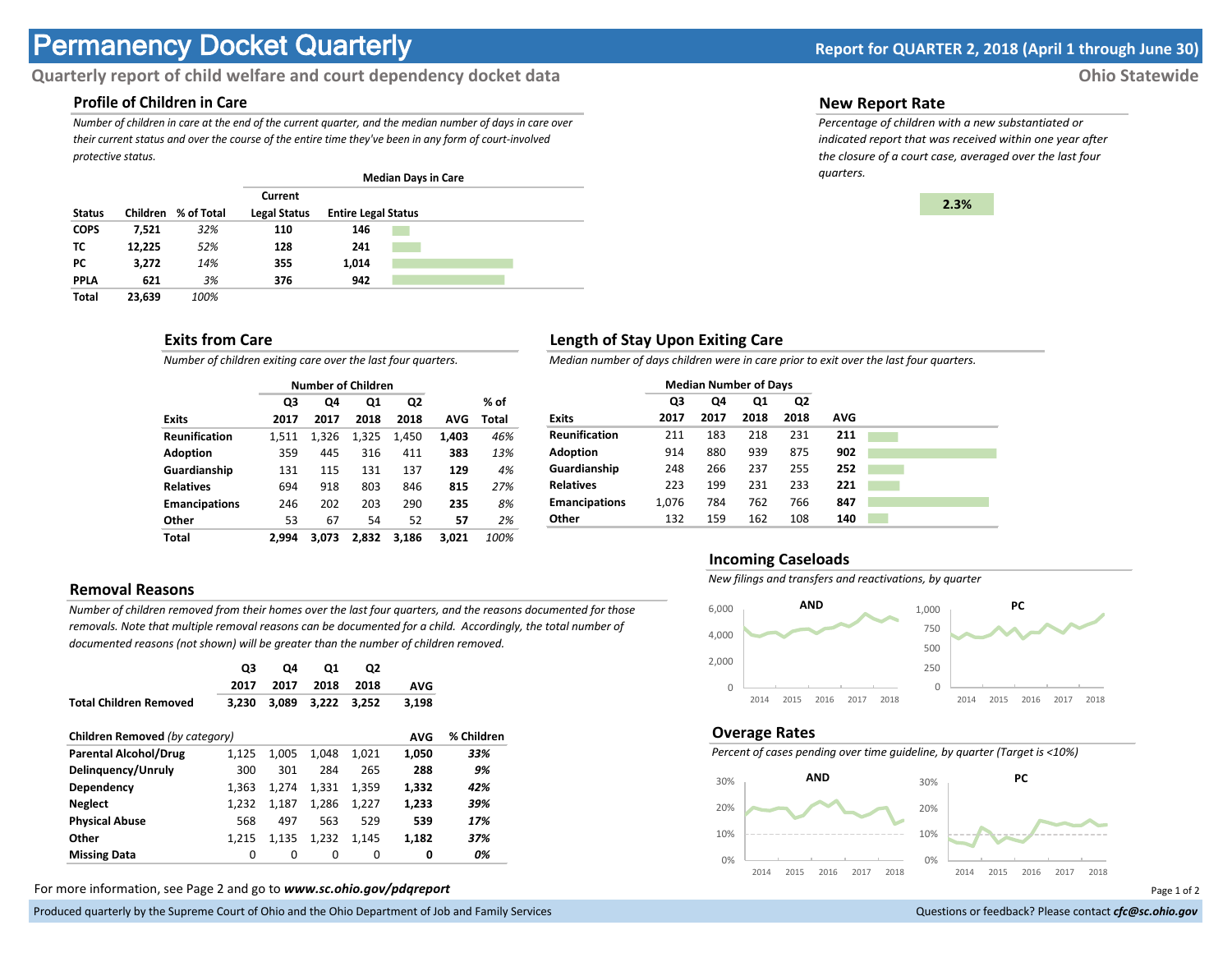# Permanency Docket Quarterly

**Report for QUARTER 2, 2018 (April 1 through June 30)**

## Quarterly report of child welfare and court dependency docket data

**Ohio Statewide**

### Profile of Children in Care

*Number of children in care at the end of the current quarter, and the median number of days in care over their current status and over the course of the entire time they've been in any form of court-involved protective status.*

| | | | Median Days in Care | |
|---|---|---|---|---|
| Status | Children | % of Total | Current Legal Status | Entire Legal Status |
| COPS | 7,521 | *32%* | 110 | 146 |
| TC | 12,225 | *52%* | 128 | 241 |
| PC | 3,272 | *14%* | 355 | 1,014 |
| PPLA | 621 | *3%* | 376 | 942 |
| Total | 23,639 | *100%* | | |

### New Report Rate

*Percentage of children with a new substantiated or indicated report that was received within one year after the closure of a court case, averaged over the last four quarters.*

**2.3%**

### Exits from Care

*Number of children exiting care over the last four quarters.*

| | Number of Children | | | | | |
|---|---|---|---|---|---|---|
| Exits | Q3 2017 | Q4 2017 | Q1 2018 | Q2 2018 | AVG | % of Total |
| Reunification | 1,511 | 1,326 | 1,325 | 1,450 | **1,403** | *46%* |
| Adoption | 359 | 445 | 316 | 411 | **383** | *13%* |
| Guardianship | 131 | 115 | 131 | 137 | **129** | *4%* |
| Relatives | 694 | 918 | 803 | 846 | **815** | *27%* |
| Emancipations | 246 | 202 | 203 | 290 | **235** | *8%* |
| Other | 53 | 67 | 54 | 52 | **57** | *2%* |
| **Total** | **2,994** | **3,073** | **2,832** | **3,186** | **3,021** | *100%* |

### Length of Stay Upon Exiting Care

*Median number of days children were in care prior to exit over the last four quarters.*

| | Median Number of Days | | | | |
|---|---|---|---|---|---|
| Exits | Q3 2017 | Q4 2017 | Q1 2018 | Q2 2018 | AVG |
| Reunification | 211 | 183 | 218 | 231 | **211** |
| Adoption | 914 | 880 | 939 | 875 | **902** |
| Guardianship | 248 | 266 | 237 | 255 | **252** |
| Relatives | 223 | 199 | 231 | 233 | **221** |
| Emancipations | 1,076 | 784 | 762 | 766 | **847** |
| Other | 132 | 159 | 162 | 108 | **140** |

### Removal Reasons

*Number of children removed from their homes over the last four quarters, and the reasons documented for those removals. Note that multiple removal reasons can be documented for a child. Accordingly, the total number of documented reasons (not shown) will be greater than the number of children removed.*

| | Q3 2017 | Q4 2017 | Q1 2018 | Q2 2018 | AVG | |
|---|---|---|---|---|---|---|
| **Total Children Removed** | **3,230** | **3,089** | **3,222** | **3,252** | **3,198** | |
| **Children Removed** *(by category)* | | | | | **AVG** | **% Children** |
| Parental Alcohol/Drug | 1,125 | 1,005 | 1,048 | 1,021 | **1,050** | ***33%*** |
| Delinquency/Unruly | 300 | 301 | 284 | 265 | **288** | ***9%*** |
| Dependency | 1,363 | 1,274 | 1,331 | 1,359 | **1,332** | ***42%*** |
| Neglect | 1,232 | 1,187 | 1,286 | 1,227 | **1,233** | ***39%*** |
| Physical Abuse | 568 | 497 | 563 | 529 | **539** | ***17%*** |
| Other | 1,215 | 1,135 | 1,232 | 1,145 | **1,182** | ***37%*** |
| Missing Data | 0 | 0 | 0 | 0 | **0** | ***0%*** |

### Incoming Caseloads

*New filings and transfers and reactivations, by quarter*

AND | PC

### Overage Rates

*Percent of cases pending over time guideline, by quarter (Target is <10%)*

AND | PC

For more information, see Page 2 and go to ***www.sc.ohio.gov/pdqreport***

Produced quarterly by the Supreme Court of Ohio and the Ohio Department of Job and Family Services

Questions or feedback? Please contact ***cfc@sc.ohio.gov***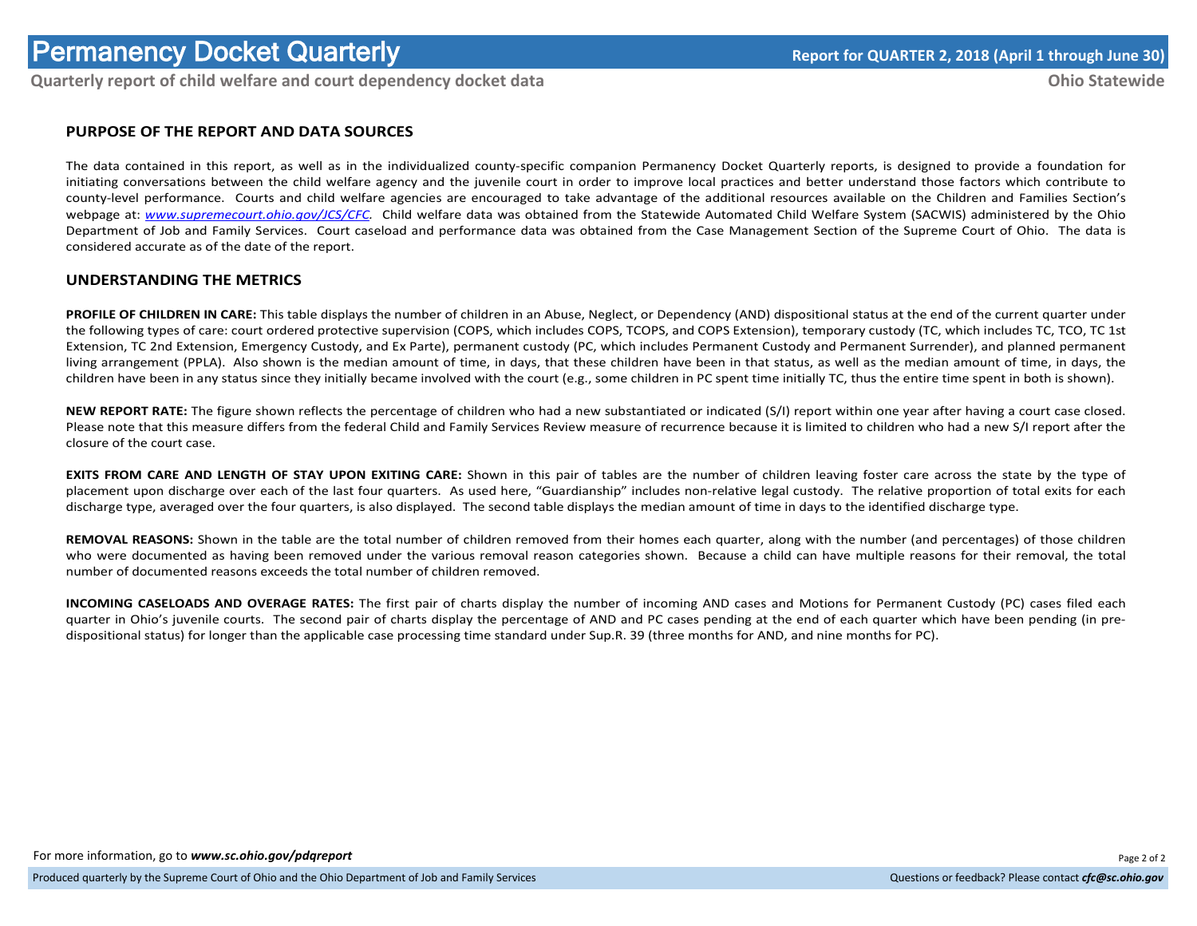# Permanency Docket Quarterly

**Report for QUARTER 2, 2018 (April 1 through June 30)**

**Quarterly report of child welfare and court dependency docket data**

**Ohio Statewide**

## PURPOSE OF THE REPORT AND DATA SOURCES

The data contained in this report, as well as in the individualized county-specific companion Permanency Docket Quarterly reports, is designed to provide a foundation for initiating conversations between the child welfare agency and the juvenile court in order to improve local practices and better understand those factors which contribute to county-level performance. Courts and child welfare agencies are encouraged to take advantage of the additional resources available on the Children and Families Section's webpage at: *www.supremecourt.ohio.gov/JCS/CFC*. Child welfare data was obtained from the Statewide Automated Child Welfare System (SACWIS) administered by the Ohio Department of Job and Family Services. Court caseload and performance data was obtained from the Case Management Section of the Supreme Court of Ohio. The data is considered accurate as of the date of the report.

## UNDERSTANDING THE METRICS

**PROFILE OF CHILDREN IN CARE:** This table displays the number of children in an Abuse, Neglect, or Dependency (AND) dispositional status at the end of the current quarter under the following types of care: court ordered protective supervision (COPS, which includes COPS, TCOPS, and COPS Extension), temporary custody (TC, which includes TC, TCO, TC 1st Extension, TC 2nd Extension, Emergency Custody, and Ex Parte), permanent custody (PC, which includes Permanent Custody and Permanent Surrender), and planned permanent living arrangement (PPLA). Also shown is the median amount of time, in days, that these children have been in that status, as well as the median amount of time, in days, the children have been in any status since they initially became involved with the court (e.g., some children in PC spent time initially TC, thus the entire time spent in both is shown).

**NEW REPORT RATE:** The figure shown reflects the percentage of children who had a new substantiated or indicated (S/I) report within one year after having a court case closed. Please note that this measure differs from the federal Child and Family Services Review measure of recurrence because it is limited to children who had a new S/I report after the closure of the court case.

**EXITS FROM CARE AND LENGTH OF STAY UPON EXITING CARE:** Shown in this pair of tables are the number of children leaving foster care across the state by the type of placement upon discharge over each of the last four quarters. As used here, "Guardianship" includes non-relative legal custody. The relative proportion of total exits for each discharge type, averaged over the four quarters, is also displayed. The second table displays the median amount of time in days to the identified discharge type.

**REMOVAL REASONS:** Shown in the table are the total number of children removed from their homes each quarter, along with the number (and percentages) of those children who were documented as having been removed under the various removal reason categories shown. Because a child can have multiple reasons for their removal, the total number of documented reasons exceeds the total number of children removed.

**INCOMING CASELOADS AND OVERAGE RATES:** The first pair of charts display the number of incoming AND cases and Motions for Permanent Custody (PC) cases filed each quarter in Ohio's juvenile courts. The second pair of charts display the percentage of AND and PC cases pending at the end of each quarter which have been pending (in pre-dispositional status) for longer than the applicable case processing time standard under Sup.R. 39 (three months for AND, and nine months for PC).

For more information, go to ***www.sc.ohio.gov/pdqreport***

Produced quarterly by the Supreme Court of Ohio and the Ohio Department of Job and Family Services

Questions or feedback? Please contact ***cfc@sc.ohio.gov***